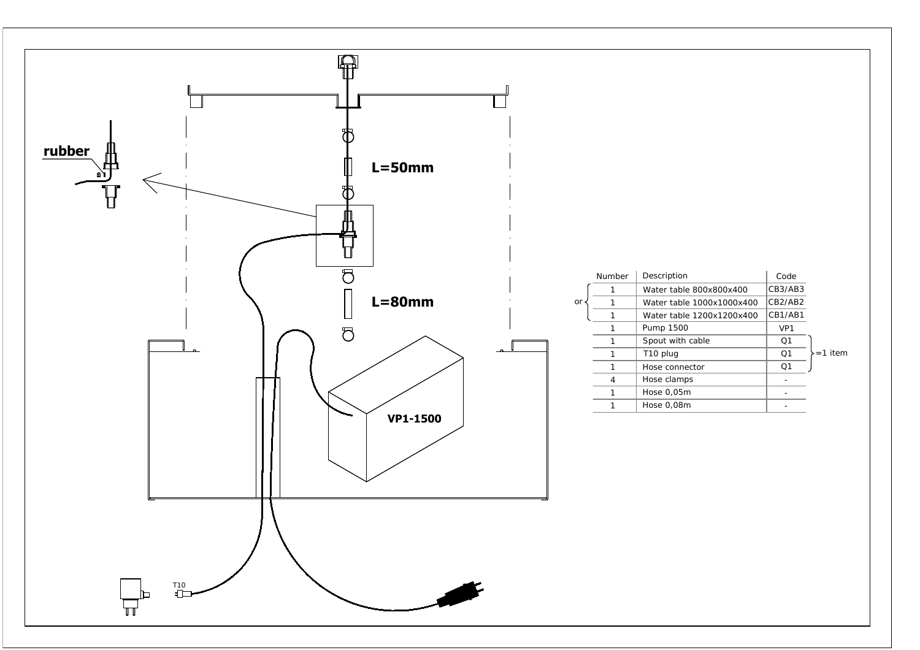rubber

L=50mm

L=80mm

VP1-1500

T10

| | Number | Description | Code | |
|---|---|---|---|---|
| or | 1 | Water table 800x800x400 | CB3/AB3 | |
| | 1 | Water table 1000x1000x400 | CB2/AB2 | |
| | 1 | Water table 1200x1200x400 | CB1/AB1 | |
| | 1 | Pump 1500 | VP1 | |
| | 1 | Spout with cable | Q1 | =1 item |
| | 1 | T10 plug | Q1 | |
| | 1 | Hose connector | Q1 | |
| | 4 | Hose clamps | - | |
| | 1 | Hose 0,05m | - | |
| | 1 | Hose 0,08m | - | |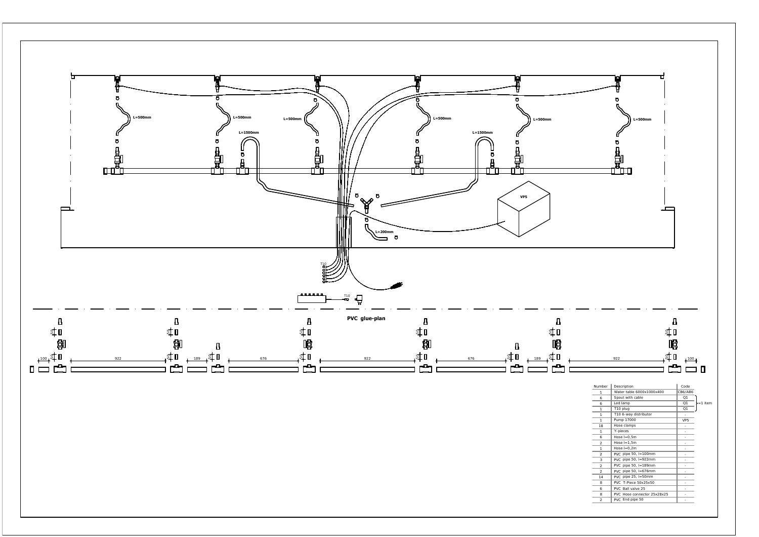L=500mm

L=500mm

L=500mm

L=1500mm

L=500mm

L=1500mm

L=500mm

L=500mm

VP5

L=200mm

T10

T10

## PVC glue-plan

100 | 922 | 189 | 676 | 922 | 676 | 189 | 922 | 100

| Number | Description | Code |
|---|---|---|
| 1 | Water table 6000x1000x400 | CB6/AB6 |
| 6 | Spout with cable | Q1 |
| 6 | Led lamp | Q1 |
| 1 | T10 plug | Q1 |
| 1 | T10 6-way distributor | - |
| 1 | Pump 17000 | VP5 |
| 18 | Hose clamps | - |
| 1 | Y-pieces | - |
| 6 | Hose l=0,5m | - |
| 2 | Hose l=1,5m | - |
| 1 | Hose l=0,2m | - |
| 2 | PVC pipe 50, l=100mm | - |
| 3 | PVC pipe 50, l=922mm | - |
| 2 | PVC pipe 50, l=189mm | - |
| 2 | PVC pipe 50, l=676mm | - |
| 14 | PVC pipe 25, l=50mm | - |
| 8 | PVC T-Piece 50x25x50 | - |
| 6 | PVC Ball valve 25 | - |
| 8 | PVC Hose connector 25x28x25 | - |
| 2 | PVC End pipe 50 | - |

(Spout with cable, Led lamp, T10 plug) =1 item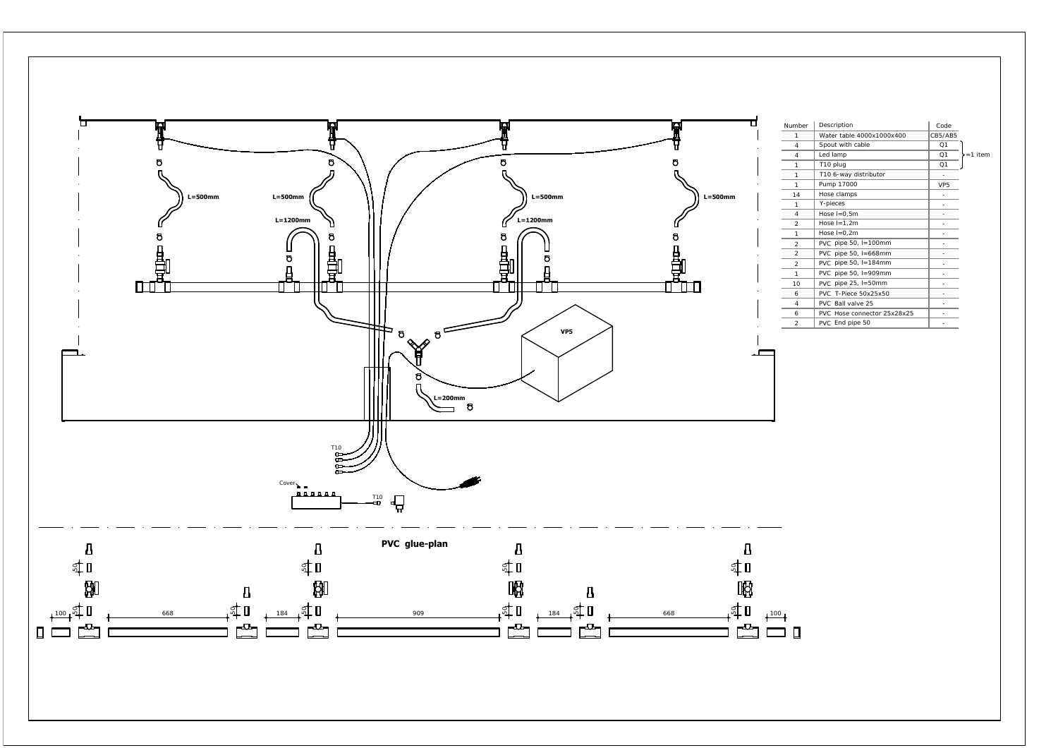| Number | Description | Code |
|---|---|---|
| 1 | Water table 4000x1000x400 | CB5/AB5 |
| 4 | Spout with cable | Q1 |
| 4 | Led lamp | Q1 |
| 1 | T10 plug | Q1 |
| 1 | T10 6-way distributor | - |
| 1 | Pump 17000 | VP5 |
| 14 | Hose clamps | - |
| 1 | Y-pieces | - |
| 4 | Hose l=0,5m | - |
| 2 | Hose l=1,2m | - |
| 1 | Hose l=0,2m | - |
| 2 | PVC pipe 50, l=100mm | - |
| 2 | PVC pipe 50, l=668mm | - |
| 2 | PVC pipe 50, l=184mm | - |
| 1 | PVC pipe 50, l=909mm | - |
| 10 | PVC pipe 25, l=50mm | - |
| 6 | PVC T-Piece 50x25x50 | - |
| 4 | PVC Ball valve 25 | - |
| 6 | PVC Hose connector 25x28x25 | - |
| 2 | PVC End pipe 50 | - |

Q1 (Spout with cable, Led lamp, T10 plug) =1 item

L=500mm

L=500mm

L=500mm

L=500mm

L=1200mm

L=1200mm

L=200mm

VP5

T10

Cover

T10

## PVC glue-plan

100 — 668 — 184 — 909 — 184 — 668 — 100

50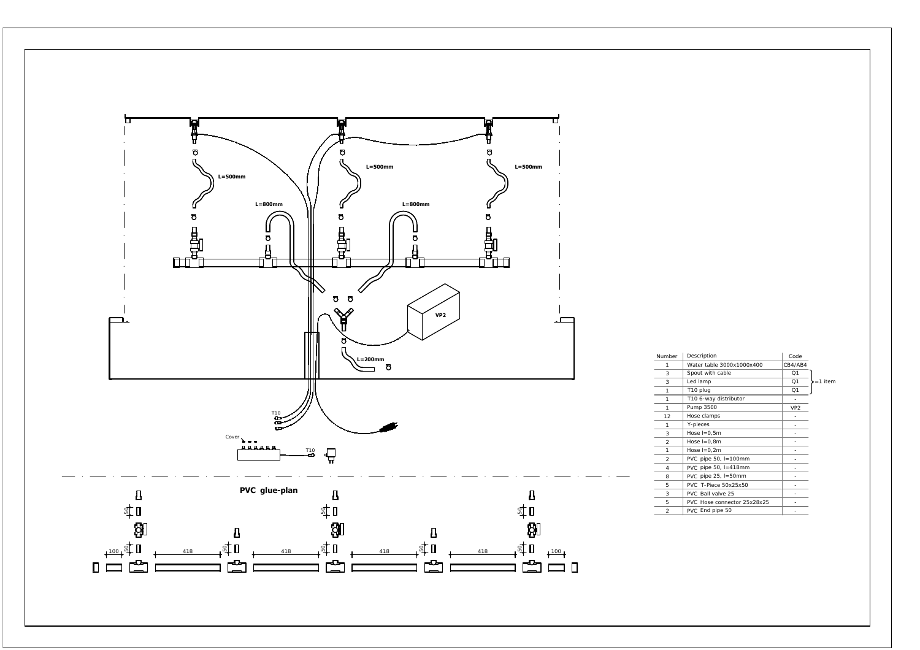L=500mm

L=500mm

L=500mm

L=800mm

L=800mm

VP2

L=200mm

T10

Cover

T10

PVC glue-plan

100

50

50

418

50

418

50

50

418

50

418

50

50

100

| Number | Description | Code |
|---|---|---|
| 1 | Water table 3000x1000x400 | CB4/AB4 |
| 3 | Spout with cable | Q1 |
| 3 | Led lamp | Q1 |
| 1 | T10 plug | Q1 |
| 1 | T10 6-way distributor | - |
| 1 | Pump 3500 | VP2 |
| 12 | Hose clamps | - |
| 1 | Y-pieces | - |
| 3 | Hose l=0,5m | - |
| 2 | Hose l=0,8m | - |
| 1 | Hose l=0,2m | - |
| 2 | PVC pipe 50, l=100mm | - |
| 4 | PVC pipe 50, l=418mm | - |
| 8 | PVC pipe 25, l=50mm | - |
| 5 | PVC T-Piece 50x25x50 | - |
| 3 | PVC Ball valve 25 | - |
| 5 | PVC Hose connector 25x28x25 | - |
| 2 | PVC End pipe 50 | - |

=1 item